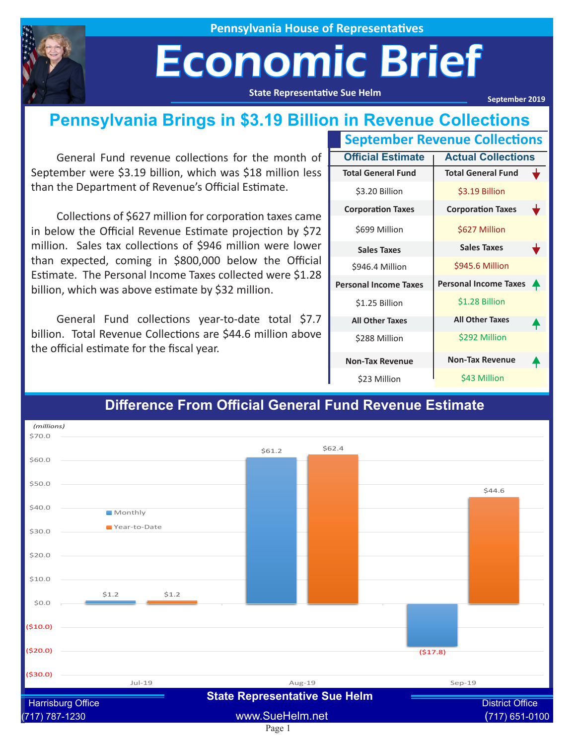Pennsylvania House of Representatives

# Economic Brief

State Representative Sue Helm

September 2019

## Pennsylvania Brings in $3.19 Billion in Revenue Collections

General Fund revenue collections for the month of September were $3.19 billion, which was $18 million less than the Department of Revenue's Official Estimate.

Collections of $627 million for corporation taxes came in below the Official Revenue Estimate projection by $72 million. Sales tax collections of $946 million were lower than expected, coming in $800,000 below the Official Estimate. The Personal Income Taxes collected were $1.28 billion, which was above estimate by $32 million.

General Fund collections year-to-date total $7.7 billion. Total Revenue Collections are $44.6 million above the official estimate for the fiscal year.

### September Revenue Collections

| | Official Estimate | Actual Collections |
|---|---|---|
| Total General Fund | $3.20 Billion | $3.19 Billion ↓ |
| Corporation Taxes | $699 Million | $627 Million ↓ |
| Sales Taxes | $946.4 Million | $945.6 Million ↓ |
| Personal Income Taxes | $1.25 Billion | $1.28 Billion ↑ |
| All Other Taxes | $288 Million | $292 Million ↑ |
| Non-Tax Revenue | $23 Million | $43 Million ↑ |

## Difference From Official General Fund Revenue Estimate

(millions)

| | Monthly | Year-to-Date |
|---|---|---|
| Jul-19 | $1.2 | $1.2 |
| Aug-19 | $61.2 | $62.4 |
| Sep-19 | ($17.8) | $44.6 |

State Representative Sue Helm

Harrisburg Office (717) 787-1230 | www.SueHelm.net | District Office (717) 651-0100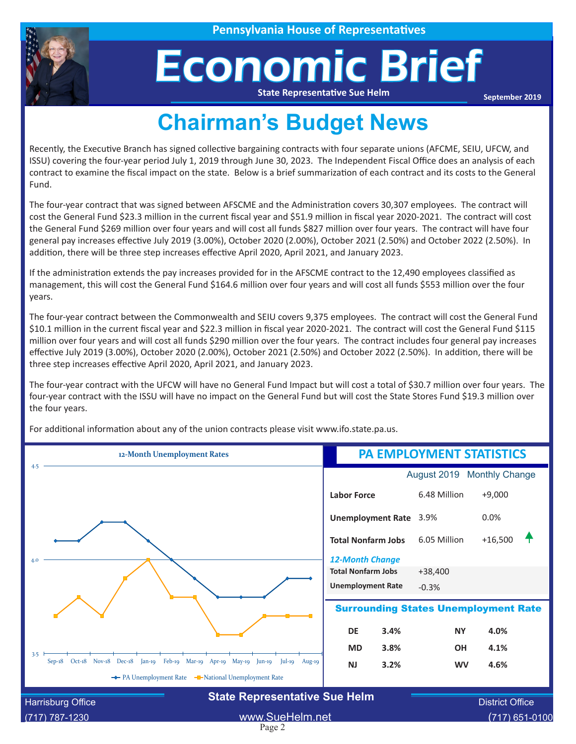Pennsylvania House of Representatives

# Economic Brief

State Representative Sue Helm

September 2019

## Chairman's Budget News

Recently, the Executive Branch has signed collective bargaining contracts with four separate unions (AFCME, SEIU, UFCW, and ISSU) covering the four-year period July 1, 2019 through June 30, 2023. The Independent Fiscal Office does an analysis of each contract to examine the fiscal impact on the state. Below is a brief summarization of each contract and its costs to the General Fund.

The four-year contract that was signed between AFSCME and the Administration covers 30,307 employees. The contract will cost the General Fund $23.3 million in the current fiscal year and $51.9 million in fiscal year 2020-2021. The contract will cost the General Fund $269 million over four years and will cost all funds $827 million over four years. The contract will have four general pay increases effective July 2019 (3.00%), October 2020 (2.00%), October 2021 (2.50%) and October 2022 (2.50%). In addition, there will be three step increases effective April 2020, April 2021, and January 2023.

If the administration extends the pay increases provided for in the AFSCME contract to the 12,490 employees classified as management, this will cost the General Fund $164.6 million over four years and will cost all funds $553 million over the four years.

The four-year contract between the Commonwealth and SEIU covers 9,375 employees. The contract will cost the General Fund $10.1 million in the current fiscal year and $22.3 million in fiscal year 2020-2021. The contract will cost the General Fund $115 million over four years and will cost all funds $290 million over the four years. The contract includes four general pay increases effective July 2019 (3.00%), October 2020 (2.00%), October 2021 (2.50%) and October 2022 (2.50%). In addition, there will be three step increases effective April 2020, April 2021, and January 2023.

The four-year contract with the UFCW will have no General Fund Impact but will cost a total of $30.7 million over four years. The four-year contract with the ISSU will have no impact on the General Fund but will cost the State Stores Fund $19.3 million over the four years.

For additional information about any of the union contracts please visit www.ifo.state.pa.us.

**12-Month Unemployment Rates**

4.5
4.0
3.5

Sep-18, Oct-18, Nov-18, Dec-18, Jan-19, Feb-19, Mar-19, Apr-19, May-19, Jun-19, Jul-19, Aug-19

PA Unemployment Rate — National Unemployment Rate

## PA EMPLOYMENT STATISTICS

| | August 2019 | Monthly Change |
|---|---|---|
| **Labor Force** | 6.48 Million | +9,000 |
| **Unemployment Rate** | 3.9% | 0.0% |
| **Total Nonfarm Jobs** | 6.05 Million | +16,500 |

*12-Month Change*

| | |
|---|---|
| **Total Nonfarm Jobs** | +38,400 |
| **Unemployment Rate** | -0.3% |

### Surrounding States Unemployment Rate

| | | | |
|---|---|---|---|
| **DE** | **3.4%** | **NY** | **4.0%** |
| **MD** | **3.8%** | **OH** | **4.1%** |
| **NJ** | **3.2%** | **WV** | **4.6%** |

**State Representative Sue Helm**

Harrisburg Office (717) 787-1230

www.SueHelm.net

District Office (717) 651-0100